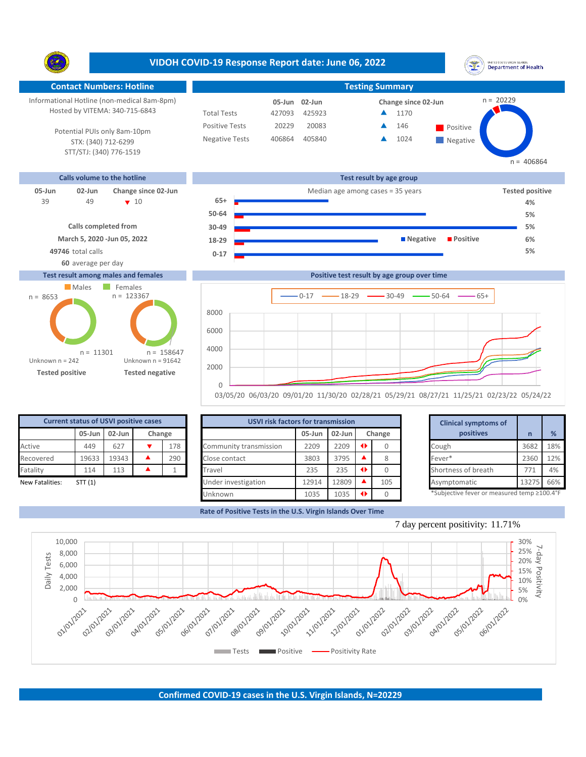# VIDOH COVID-19 Response Report date: June 06, 2022

## Contact Numbers: Hotline

Informational Hotline (non-medical 8am-8pm)
Hosted by VITEMA: 340-715-6843

Potential PUIs only 8am-10pm
STX: (340) 712-6299
STT/STJ: (340) 776-1519

## Testing Summary

| | 05-Jun | 02-Jun | Change since 02-Jun |
|---|---|---|---|
| Total Tests | 427093 | 425923 | ▲ 1170 |
| Positive Tests | 20229 | 20083 | ▲ 146 |
| Negative Tests | 406864 | 405840 | ▲ 1024 |

n = 20229 Positive; n = 406864 Negative

## Calls volume to the hotline

| 05-Jun | 02-Jun | Change since 02-Jun |
|---|---|---|
| 39 | 49 | ▼ 10 |

Calls completed from March 5, 2020 -Jun 05, 2022

**49746** total calls

**60** average per day

## Test result by age group

Median age among cases = 35 years

| Age group | Tested positive |
|---|---|
| 65+ | 4% |
| 50-64 | 5% |
| 30-49 | 5% |
| 18-29 | 6% |
| 0-17 | 5% |

## Test result among males and females

| | Males | Females | Unknown |
|---|---|---|---|
| Tested positive | n = 8653 | n = 11301 | Unknown n = 242 |
| Tested negative | n = 158647 | n = 123367 | Unknown n = 91642 |

## Positive test result by age group over time

Series: 0-17, 18-29, 30-49, 50-64, 65+

## Current status of USVI positive cases

| | 05-Jun | 02-Jun | Change | |
|---|---|---|---|---|
| Active | 449 | 627 | ▼ | 178 |
| Recovered | 19633 | 19343 | ▲ | 290 |
| Fatality | 114 | 113 | ▲ | 1 |

New Fatalities: STT (1)

## USVI risk factors for transmission

| | 05-Jun | 02-Jun | Change | |
|---|---|---|---|---|
| Community transmission | 2209 | 2209 | ◆ | 0 |
| Close contact | 3803 | 3795 | ▲ | 8 |
| Travel | 235 | 235 | ◆ | 0 |
| Under investigation | 12914 | 12809 | ▲ | 105 |
| Unknown | 1035 | 1035 | ◆ | 0 |

## Clinical symptoms of positives

| | n | % |
|---|---|---|
| Cough | 3682 | 18% |
| Fever* | 2360 | 12% |
| Shortness of breath | 771 | 4% |
| Asymptomatic | 13275 | 66% |

*Subjective fever or measured temp ≥100.4°F

## Rate of Positive Tests in the U.S. Virgin Islands Over Time

7 day percent positivity: 11.71%

Legend: Tests, Positive, Positivity Rate

## Confirmed COVID-19 cases in the U.S. Virgin Islands, N=20229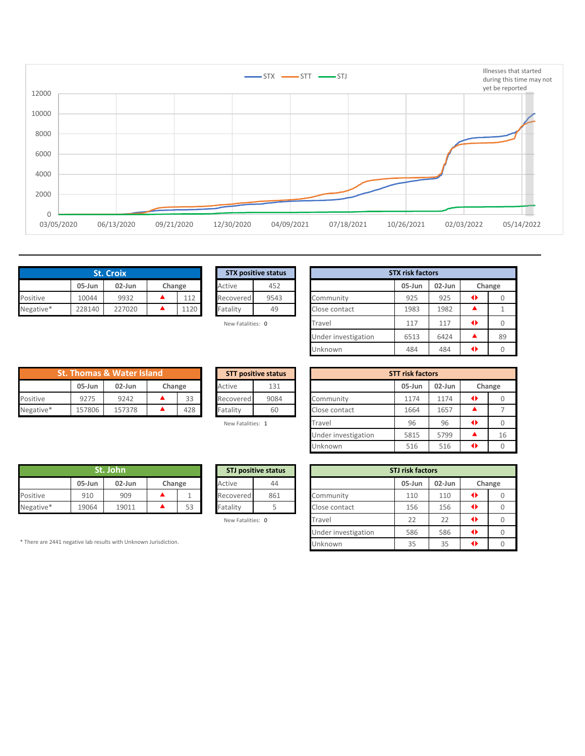STX STT STJ

Illnesses that started during this time may not yet be reported

12000
10000
8000
6000
4000
2000
0

03/05/2020 06/13/2020 09/21/2020 12/30/2020 04/09/2021 07/18/2021 10/26/2021 02/03/2022 05/14/2022

| St. Croix | 05-Jun | 02-Jun | Change | |
|---|---|---|---|---|
| Positive | 10044 | 9932 | ▲ | 112 |
| Negative* | 228140 | 227020 | ▲ | 1120 |

| STX positive status | |
|---|---|
| Active | 452 |
| Recovered | 9543 |
| Fatality | 49 |

New Fatalities: 0

| STX risk factors | 05-Jun | 02-Jun | Change | |
|---|---|---|---|---|
| Community | 925 | 925 | ◂▸ | 0 |
| Close contact | 1983 | 1982 | ▲ | 1 |
| Travel | 117 | 117 | ◂▸ | 0 |
| Under investigation | 6513 | 6424 | ▲ | 89 |
| Unknown | 484 | 484 | ◂▸ | 0 |

| St. Thomas & Water Island | 05-Jun | 02-Jun | Change | |
|---|---|---|---|---|
| Positive | 9275 | 9242 | ▲ | 33 |
| Negative* | 157806 | 157378 | ▲ | 428 |

| STT positive status | |
|---|---|
| Active | 131 |
| Recovered | 9084 |
| Fatality | 60 |

New Fatalities: 1

| STT risk factors | 05-Jun | 02-Jun | Change | |
|---|---|---|---|---|
| Community | 1174 | 1174 | ◂▸ | 0 |
| Close contact | 1664 | 1657 | ▲ | 7 |
| Travel | 96 | 96 | ◂▸ | 0 |
| Under investigation | 5815 | 5799 | ▲ | 16 |
| Unknown | 516 | 516 | ◂▸ | 0 |

| St. John | 05-Jun | 02-Jun | Change | |
|---|---|---|---|---|
| Positive | 910 | 909 | ▲ | 1 |
| Negative* | 19064 | 19011 | ▲ | 53 |

| STJ positive status | |
|---|---|
| Active | 44 |
| Recovered | 861 |
| Fatality | 5 |

New Fatalities: 0

| STJ risk factors | 05-Jun | 02-Jun | Change | |
|---|---|---|---|---|
| Community | 110 | 110 | ◂▸ | 0 |
| Close contact | 156 | 156 | ◂▸ | 0 |
| Travel | 22 | 22 | ◂▸ | 0 |
| Under investigation | 586 | 586 | ◂▸ | 0 |
| Unknown | 35 | 35 | ◂▸ | 0 |

* There are 2441 negative lab results with Unknown Jurisdiction.